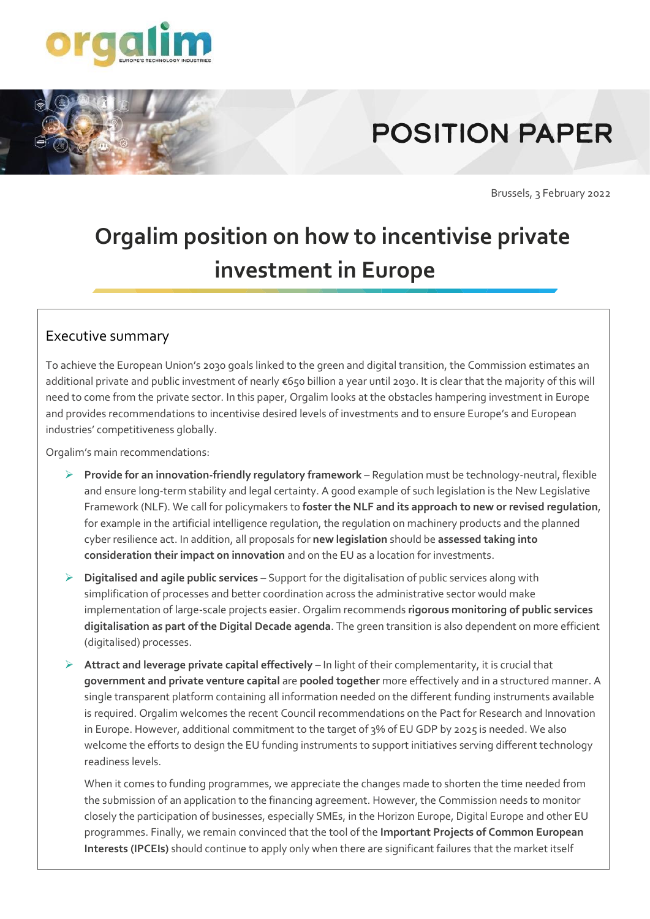POSITION PAPER

Brussels, 3 February 2022

# Orgalim position on how to incentivise private investment in Europe

## Executive summary

To achieve the European Union's 2030 goals linked to the green and digital transition, the Commission estimates an additional private and public investment of nearly €650 billion a year until 2030. It is clear that the majority of this will need to come from the private sector. In this paper, Orgalim looks at the obstacles hampering investment in Europe and provides recommendations to incentivise desired levels of investments and to ensure Europe's and European industries' competitiveness globally.

Orgalim's main recommendations:

- **Provide for an innovation-friendly regulatory framework** – Regulation must be technology-neutral, flexible and ensure long-term stability and legal certainty. A good example of such legislation is the New Legislative Framework (NLF). We call for policymakers to **foster the NLF and its approach to new or revised regulation**, for example in the artificial intelligence regulation, the regulation on machinery products and the planned cyber resilience act. In addition, all proposals for **new legislation** should be **assessed taking into consideration their impact on innovation** and on the EU as a location for investments.
- **Digitalised and agile public services** – Support for the digitalisation of public services along with simplification of processes and better coordination across the administrative sector would make implementation of large-scale projects easier. Orgalim recommends **rigorous monitoring of public services digitalisation as part of the Digital Decade agenda**. The green transition is also dependent on more efficient (digitalised) processes.
- **Attract and leverage private capital effectively** – In light of their complementarity, it is crucial that **government and private venture capital** are **pooled together** more effectively and in a structured manner. A single transparent platform containing all information needed on the different funding instruments available is required. Orgalim welcomes the recent Council recommendations on the Pact for Research and Innovation in Europe. However, additional commitment to the target of 3% of EU GDP by 2025 is needed. We also welcome the efforts to design the EU funding instruments to support initiatives serving different technology readiness levels.

  When it comes to funding programmes, we appreciate the changes made to shorten the time needed from the submission of an application to the financing agreement. However, the Commission needs to monitor closely the participation of businesses, especially SMEs, in the Horizon Europe, Digital Europe and other EU programmes. Finally, we remain convinced that the tool of the **Important Projects of Common European Interests (IPCEIs)** should continue to apply only when there are significant failures that the market itself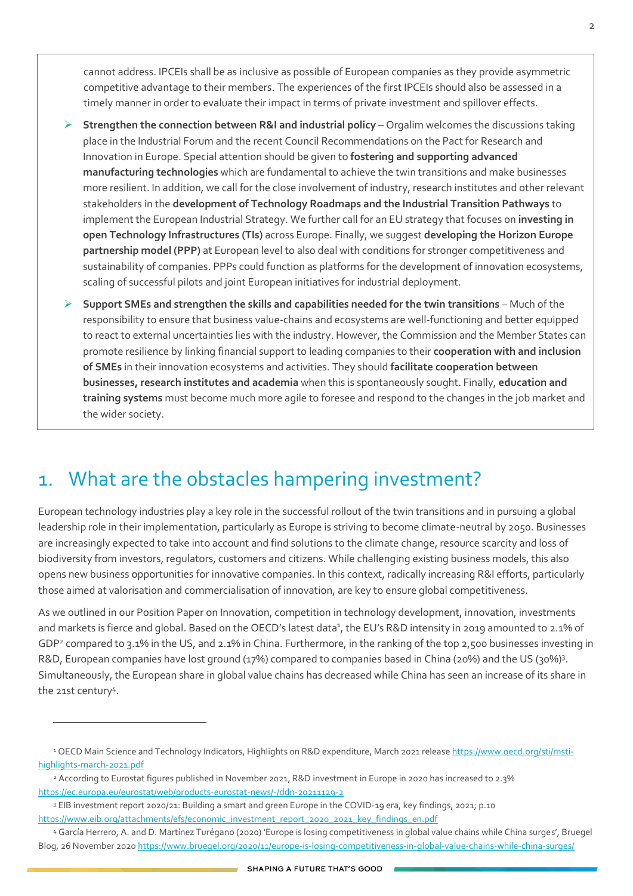cannot address. IPCEIs shall be as inclusive as possible of European companies as they provide asymmetric competitive advantage to their members. The experiences of the first IPCEIs should also be assessed in a timely manner in order to evaluate their impact in terms of private investment and spillover effects.

- **Strengthen the connection between R&I and industrial policy** – Orgalim welcomes the discussions taking place in the Industrial Forum and the recent Council Recommendations on the Pact for Research and Innovation in Europe. Special attention should be given to **fostering and supporting advanced manufacturing technologies** which are fundamental to achieve the twin transitions and make businesses more resilient. In addition, we call for the close involvement of industry, research institutes and other relevant stakeholders in the **development of Technology Roadmaps and the Industrial Transition Pathways** to implement the European Industrial Strategy. We further call for an EU strategy that focuses on **investing in open Technology Infrastructures (TIs)** across Europe. Finally, we suggest **developing the Horizon Europe partnership model (PPP)** at European level to also deal with conditions for stronger competitiveness and sustainability of companies. PPPs could function as platforms for the development of innovation ecosystems, scaling of successful pilots and joint European initiatives for industrial deployment.
- **Support SMEs and strengthen the skills and capabilities needed for the twin transitions** – Much of the responsibility to ensure that business value-chains and ecosystems are well-functioning and better equipped to react to external uncertainties lies with the industry. However, the Commission and the Member States can promote resilience by linking financial support to leading companies to their **cooperation with and inclusion of SMEs** in their innovation ecosystems and activities. They should **facilitate cooperation between businesses, research institutes and academia** when this is spontaneously sought. Finally, **education and training systems** must become much more agile to foresee and respond to the changes in the job market and the wider society.

# 1. What are the obstacles hampering investment?

European technology industries play a key role in the successful rollout of the twin transitions and in pursuing a global leadership role in their implementation, particularly as Europe is striving to become climate-neutral by 2050. Businesses are increasingly expected to take into account and find solutions to the climate change, resource scarcity and loss of biodiversity from investors, regulators, customers and citizens. While challenging existing business models, this also opens new business opportunities for innovative companies. In this context, radically increasing R&I efforts, particularly those aimed at valorisation and commercialisation of innovation, are key to ensure global competitiveness.

As we outlined in our Position Paper on Innovation, competition in technology development, innovation, investments and markets is fierce and global. Based on the OECD's latest data[1], the EU's R&D intensity in 2019 amounted to 2.1% of GDP[2] compared to 3.1% in the US, and 2.1% in China. Furthermore, in the ranking of the top 2,500 businesses investing in R&D, European companies have lost ground (17%) compared to companies based in China (20%) and the US (30%)[3]. Simultaneously, the European share in global value chains has decreased while China has seen an increase of its share in the 21st century[4].

---

[1] OECD Main Science and Technology Indicators, Highlights on R&D expenditure, March 2021 release https://www.oecd.org/sti/msti-highlights-march-2021.pdf

[2] According to Eurostat figures published in November 2021, R&D investment in Europe in 2020 has increased to 2.3% https://ec.europa.eu/eurostat/web/products-eurostat-news/-/ddn-20211129-2

[3] EIB investment report 2020/21: Building a smart and green Europe in the COVID-19 era, key findings, 2021; p.10 https://www.eib.org/attachments/efs/economic_investment_report_2020_2021_key_findings_en.pdf

[4] García Herrero, A. and D. Martínez Turégano (2020) 'Europe is losing competitiveness in global value chains while China surges', Bruegel Blog, 26 November 2020 https://www.bruegel.org/2020/11/europe-is-losing-competitiveness-in-global-value-chains-while-china-surges/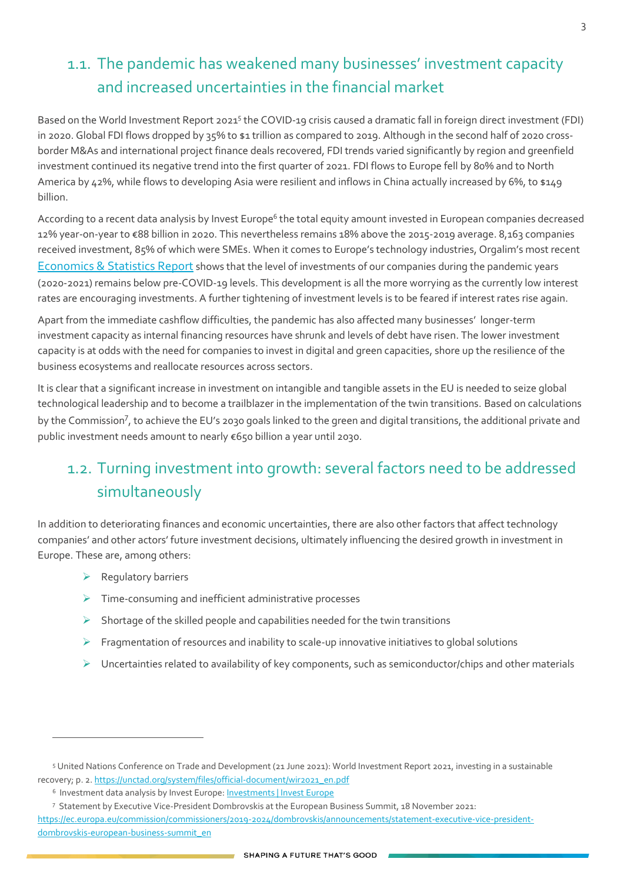## 1.1. The pandemic has weakened many businesses' investment capacity and increased uncertainties in the financial market

Based on the World Investment Report 2021[5] the COVID-19 crisis caused a dramatic fall in foreign direct investment (FDI) in 2020. Global FDI flows dropped by 35% to $1 trillion as compared to 2019. Although in the second half of 2020 cross-border M&As and international project finance deals recovered, FDI trends varied significantly by region and greenfield investment continued its negative trend into the first quarter of 2021. FDI flows to Europe fell by 80% and to North America by 42%, while flows to developing Asia were resilient and inflows in China actually increased by 6%, to $149 billion.

According to a recent data analysis by Invest Europe[6] the total equity amount invested in European companies decreased 12% year-on-year to €88 billion in 2020. This nevertheless remains 18% above the 2015-2019 average. 8,163 companies received investment, 85% of which were SMEs. When it comes to Europe's technology industries, Orgalim's most recent [Economics & Statistics Report](#) shows that the level of investments of our companies during the pandemic years (2020-2021) remains below pre-COVID-19 levels. This development is all the more worrying as the currently low interest rates are encouraging investments. A further tightening of investment levels is to be feared if interest rates rise again.

Apart from the immediate cashflow difficulties, the pandemic has also affected many businesses' longer-term investment capacity as internal financing resources have shrunk and levels of debt have risen. The lower investment capacity is at odds with the need for companies to invest in digital and green capacities, shore up the resilience of the business ecosystems and reallocate resources across sectors.

It is clear that a significant increase in investment on intangible and tangible assets in the EU is needed to seize global technological leadership and to become a trailblazer in the implementation of the twin transitions. Based on calculations by the Commission[7], to achieve the EU's 2030 goals linked to the green and digital transitions, the additional private and public investment needs amount to nearly €650 billion a year until 2030.

## 1.2. Turning investment into growth: several factors need to be addressed simultaneously

In addition to deteriorating finances and economic uncertainties, there are also other factors that affect technology companies' and other actors' future investment decisions, ultimately influencing the desired growth in investment in Europe. These are, among others:

- Regulatory barriers
- Time-consuming and inefficient administrative processes
- Shortage of the skilled people and capabilities needed for the twin transitions
- Fragmentation of resources and inability to scale-up innovative initiatives to global solutions
- Uncertainties related to availability of key components, such as semiconductor/chips and other materials

---

[5] United Nations Conference on Trade and Development (21 June 2021): World Investment Report 2021, investing in a sustainable recovery; p. 2. https://unctad.org/system/files/official-document/wir2021_en.pdf

[6] Investment data analysis by Invest Europe: Investments | Invest Europe

[7] Statement by Executive Vice-President Dombrovskis at the European Business Summit, 18 November 2021: https://ec.europa.eu/commission/commissioners/2019-2024/dombrovskis/announcements/statement-executive-vice-president-dombrovskis-european-business-summit_en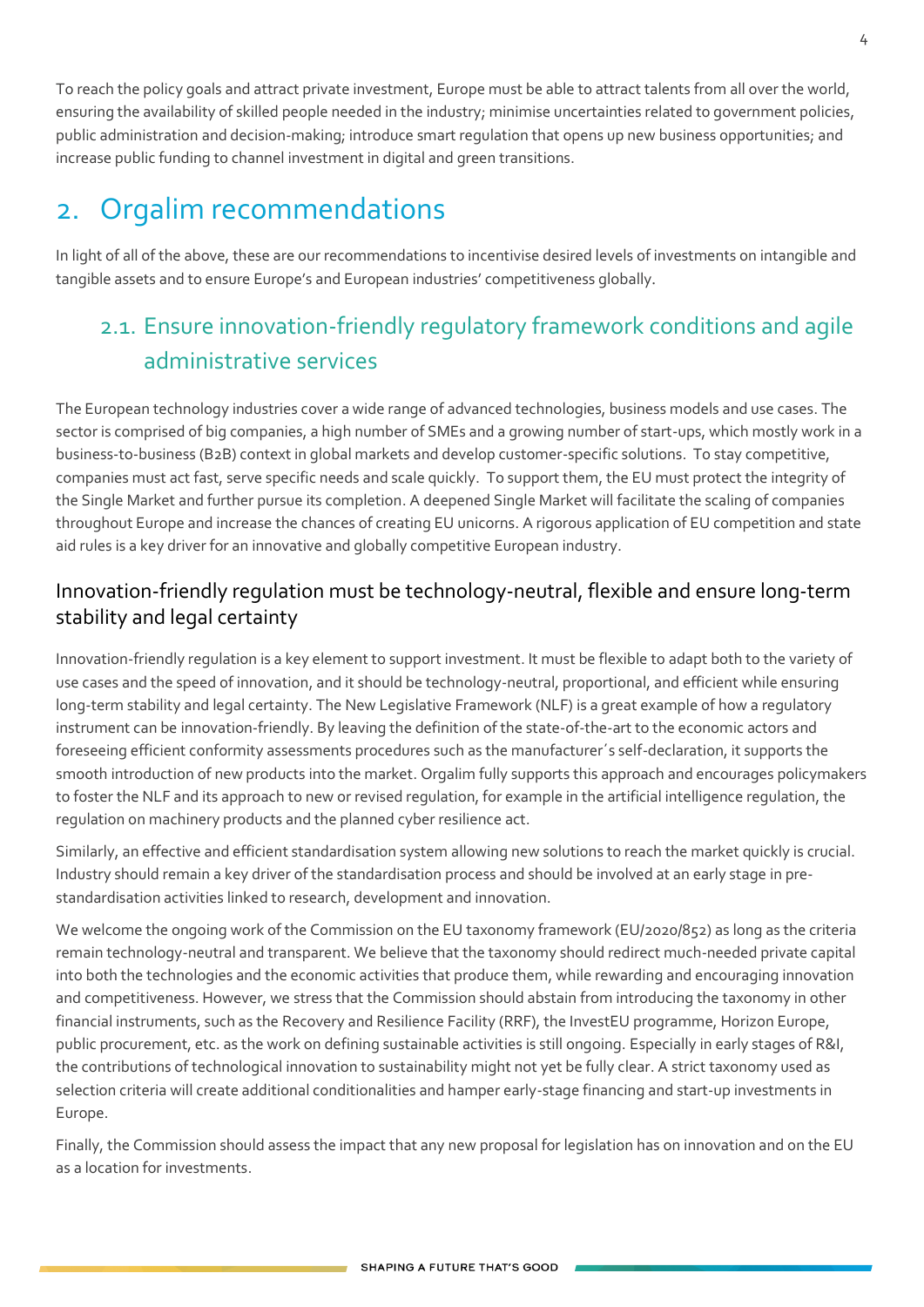To reach the policy goals and attract private investment, Europe must be able to attract talents from all over the world, ensuring the availability of skilled people needed in the industry; minimise uncertainties related to government policies, public administration and decision-making; introduce smart regulation that opens up new business opportunities; and increase public funding to channel investment in digital and green transitions.

# 2. Orgalim recommendations

In light of all of the above, these are our recommendations to incentivise desired levels of investments on intangible and tangible assets and to ensure Europe's and European industries' competitiveness globally.

## 2.1. Ensure innovation-friendly regulatory framework conditions and agile administrative services

The European technology industries cover a wide range of advanced technologies, business models and use cases. The sector is comprised of big companies, a high number of SMEs and a growing number of start-ups, which mostly work in a business-to-business (B2B) context in global markets and develop customer-specific solutions. To stay competitive, companies must act fast, serve specific needs and scale quickly. To support them, the EU must protect the integrity of the Single Market and further pursue its completion. A deepened Single Market will facilitate the scaling of companies throughout Europe and increase the chances of creating EU unicorns. A rigorous application of EU competition and state aid rules is a key driver for an innovative and globally competitive European industry.

### Innovation-friendly regulation must be technology-neutral, flexible and ensure long-term stability and legal certainty

Innovation-friendly regulation is a key element to support investment. It must be flexible to adapt both to the variety of use cases and the speed of innovation, and it should be technology-neutral, proportional, and efficient while ensuring long-term stability and legal certainty. The New Legislative Framework (NLF) is a great example of how a regulatory instrument can be innovation-friendly. By leaving the definition of the state-of-the-art to the economic actors and foreseeing efficient conformity assessments procedures such as the manufacturer´s self-declaration, it supports the smooth introduction of new products into the market. Orgalim fully supports this approach and encourages policymakers to foster the NLF and its approach to new or revised regulation, for example in the artificial intelligence regulation, the regulation on machinery products and the planned cyber resilience act.

Similarly, an effective and efficient standardisation system allowing new solutions to reach the market quickly is crucial. Industry should remain a key driver of the standardisation process and should be involved at an early stage in pre-standardisation activities linked to research, development and innovation.

We welcome the ongoing work of the Commission on the EU taxonomy framework (EU/2020/852) as long as the criteria remain technology-neutral and transparent. We believe that the taxonomy should redirect much-needed private capital into both the technologies and the economic activities that produce them, while rewarding and encouraging innovation and competitiveness. However, we stress that the Commission should abstain from introducing the taxonomy in other financial instruments, such as the Recovery and Resilience Facility (RRF), the InvestEU programme, Horizon Europe, public procurement, etc. as the work on defining sustainable activities is still ongoing. Especially in early stages of R&I, the contributions of technological innovation to sustainability might not yet be fully clear. A strict taxonomy used as selection criteria will create additional conditionalities and hamper early-stage financing and start-up investments in Europe.

Finally, the Commission should assess the impact that any new proposal for legislation has on innovation and on the EU as a location for investments.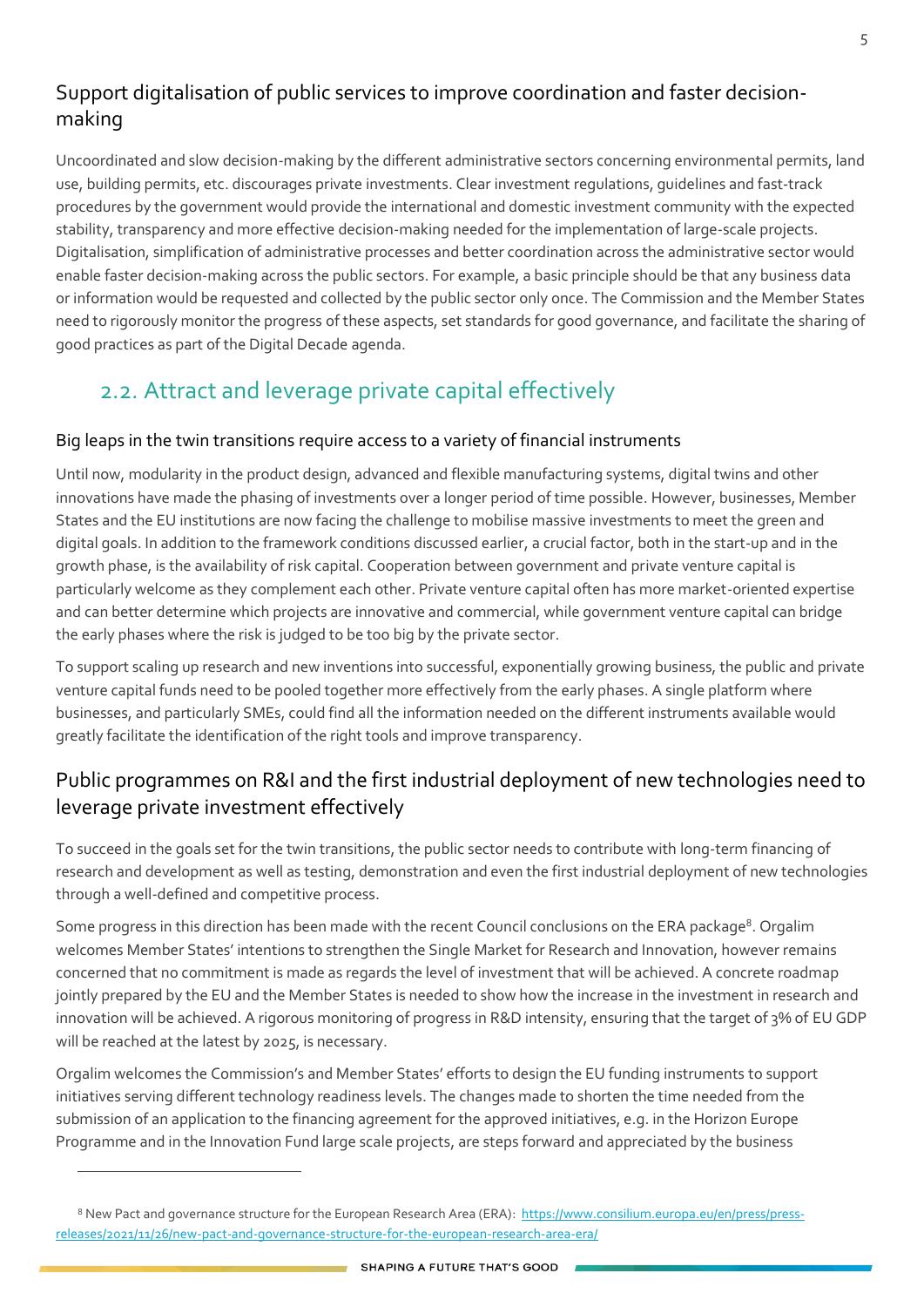### Support digitalisation of public services to improve coordination and faster decision-making

Uncoordinated and slow decision-making by the different administrative sectors concerning environmental permits, land use, building permits, etc. discourages private investments. Clear investment regulations, guidelines and fast-track procedures by the government would provide the international and domestic investment community with the expected stability, transparency and more effective decision-making needed for the implementation of large-scale projects. Digitalisation, simplification of administrative processes and better coordination across the administrative sector would enable faster decision-making across the public sectors. For example, a basic principle should be that any business data or information would be requested and collected by the public sector only once. The Commission and the Member States need to rigorously monitor the progress of these aspects, set standards for good governance, and facilitate the sharing of good practices as part of the Digital Decade agenda.

## 2.2. Attract and leverage private capital effectively

### Big leaps in the twin transitions require access to a variety of financial instruments

Until now, modularity in the product design, advanced and flexible manufacturing systems, digital twins and other innovations have made the phasing of investments over a longer period of time possible. However, businesses, Member States and the EU institutions are now facing the challenge to mobilise massive investments to meet the green and digital goals. In addition to the framework conditions discussed earlier, a crucial factor, both in the start-up and in the growth phase, is the availability of risk capital. Cooperation between government and private venture capital is particularly welcome as they complement each other. Private venture capital often has more market-oriented expertise and can better determine which projects are innovative and commercial, while government venture capital can bridge the early phases where the risk is judged to be too big by the private sector.

To support scaling up research and new inventions into successful, exponentially growing business, the public and private venture capital funds need to be pooled together more effectively from the early phases. A single platform where businesses, and particularly SMEs, could find all the information needed on the different instruments available would greatly facilitate the identification of the right tools and improve transparency.

### Public programmes on R&I and the first industrial deployment of new technologies need to leverage private investment effectively

To succeed in the goals set for the twin transitions, the public sector needs to contribute with long-term financing of research and development as well as testing, demonstration and even the first industrial deployment of new technologies through a well-defined and competitive process.

Some progress in this direction has been made with the recent Council conclusions on the ERA package[8]. Orgalim welcomes Member States' intentions to strengthen the Single Market for Research and Innovation, however remains concerned that no commitment is made as regards the level of investment that will be achieved. A concrete roadmap jointly prepared by the EU and the Member States is needed to show how the increase in the investment in research and innovation will be achieved. A rigorous monitoring of progress in R&D intensity, ensuring that the target of 3% of EU GDP will be reached at the latest by 2025, is necessary.

Orgalim welcomes the Commission's and Member States' efforts to design the EU funding instruments to support initiatives serving different technology readiness levels. The changes made to shorten the time needed from the submission of an application to the financing agreement for the approved initiatives, e.g. in the Horizon Europe Programme and in the Innovation Fund large scale projects, are steps forward and appreciated by the business

---

[8] New Pact and governance structure for the European Research Area (ERA): https://www.consilium.europa.eu/en/press/press-releases/2021/11/26/new-pact-and-governance-structure-for-the-european-research-area-era/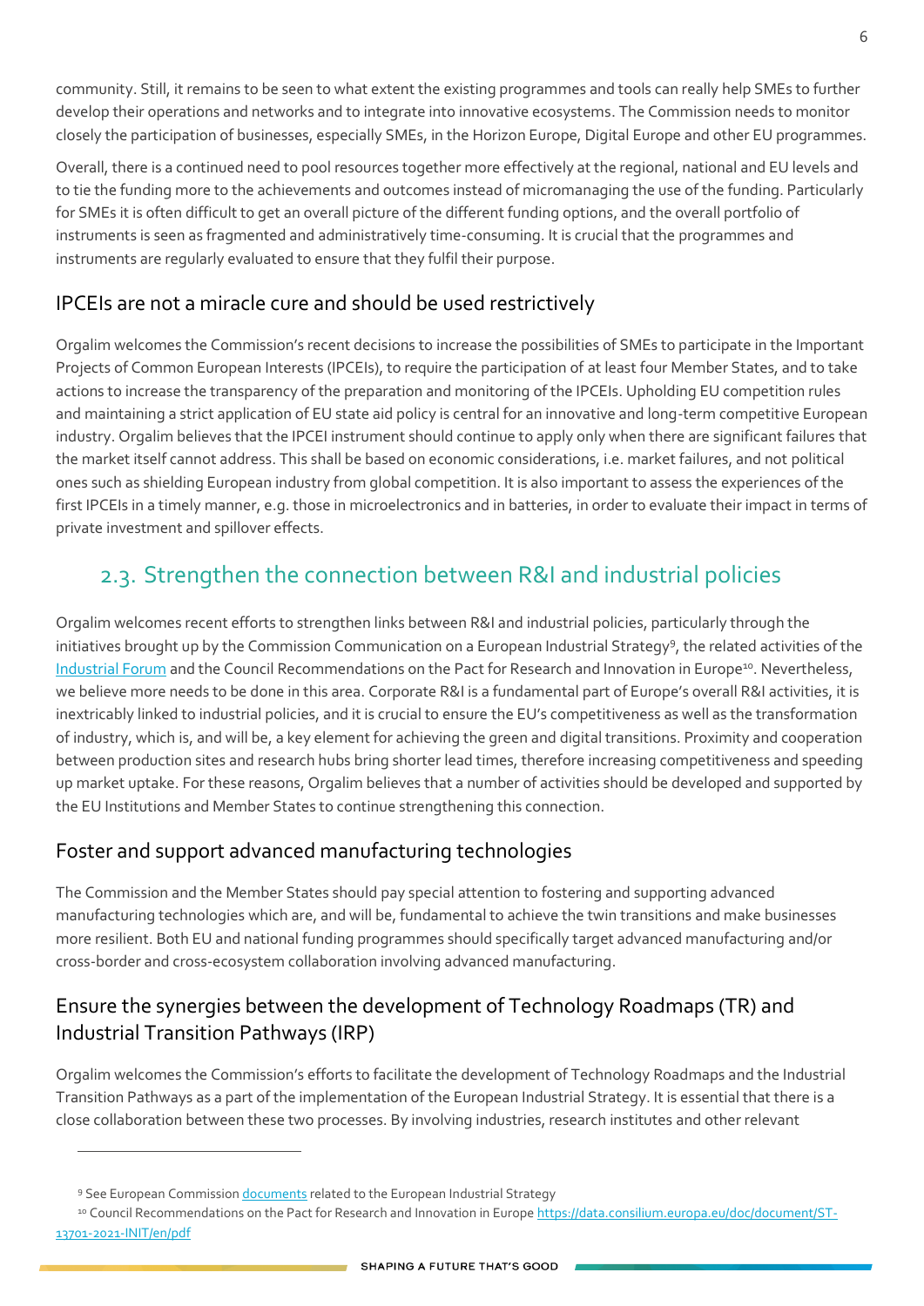community. Still, it remains to be seen to what extent the existing programmes and tools can really help SMEs to further develop their operations and networks and to integrate into innovative ecosystems. The Commission needs to monitor closely the participation of businesses, especially SMEs, in the Horizon Europe, Digital Europe and other EU programmes.

Overall, there is a continued need to pool resources together more effectively at the regional, national and EU levels and to tie the funding more to the achievements and outcomes instead of micromanaging the use of the funding. Particularly for SMEs it is often difficult to get an overall picture of the different funding options, and the overall portfolio of instruments is seen as fragmented and administratively time-consuming. It is crucial that the programmes and instruments are regularly evaluated to ensure that they fulfil their purpose.

### IPCEIs are not a miracle cure and should be used restrictively

Orgalim welcomes the Commission's recent decisions to increase the possibilities of SMEs to participate in the Important Projects of Common European Interests (IPCEIs), to require the participation of at least four Member States, and to take actions to increase the transparency of the preparation and monitoring of the IPCEIs. Upholding EU competition rules and maintaining a strict application of EU state aid policy is central for an innovative and long-term competitive European industry. Orgalim believes that the IPCEI instrument should continue to apply only when there are significant failures that the market itself cannot address. This shall be based on economic considerations, i.e. market failures, and not political ones such as shielding European industry from global competition. It is also important to assess the experiences of the first IPCEIs in a timely manner, e.g. those in microelectronics and in batteries, in order to evaluate their impact in terms of private investment and spillover effects.

## 2.3. Strengthen the connection between R&I and industrial policies

Orgalim welcomes recent efforts to strengthen links between R&I and industrial policies, particularly through the initiatives brought up by the Commission Communication on a European Industrial Strategy[9], the related activities of the Industrial Forum and the Council Recommendations on the Pact for Research and Innovation in Europe[10]. Nevertheless, we believe more needs to be done in this area. Corporate R&I is a fundamental part of Europe's overall R&I activities, it is inextricably linked to industrial policies, and it is crucial to ensure the EU's competitiveness as well as the transformation of industry, which is, and will be, a key element for achieving the green and digital transitions. Proximity and cooperation between production sites and research hubs bring shorter lead times, therefore increasing competitiveness and speeding up market uptake. For these reasons, Orgalim believes that a number of activities should be developed and supported by the EU Institutions and Member States to continue strengthening this connection.

### Foster and support advanced manufacturing technologies

The Commission and the Member States should pay special attention to fostering and supporting advanced manufacturing technologies which are, and will be, fundamental to achieve the twin transitions and make businesses more resilient. Both EU and national funding programmes should specifically target advanced manufacturing and/or cross-border and cross-ecosystem collaboration involving advanced manufacturing.

### Ensure the synergies between the development of Technology Roadmaps (TR) and Industrial Transition Pathways (IRP)

Orgalim welcomes the Commission's efforts to facilitate the development of Technology Roadmaps and the Industrial Transition Pathways as a part of the implementation of the European Industrial Strategy. It is essential that there is a close collaboration between these two processes. By involving industries, research institutes and other relevant

---

[9] See European Commission documents related to the European Industrial Strategy

[10] Council Recommendations on the Pact for Research and Innovation in Europe https://data.consilium.europa.eu/doc/document/ST-13701-2021-INIT/en/pdf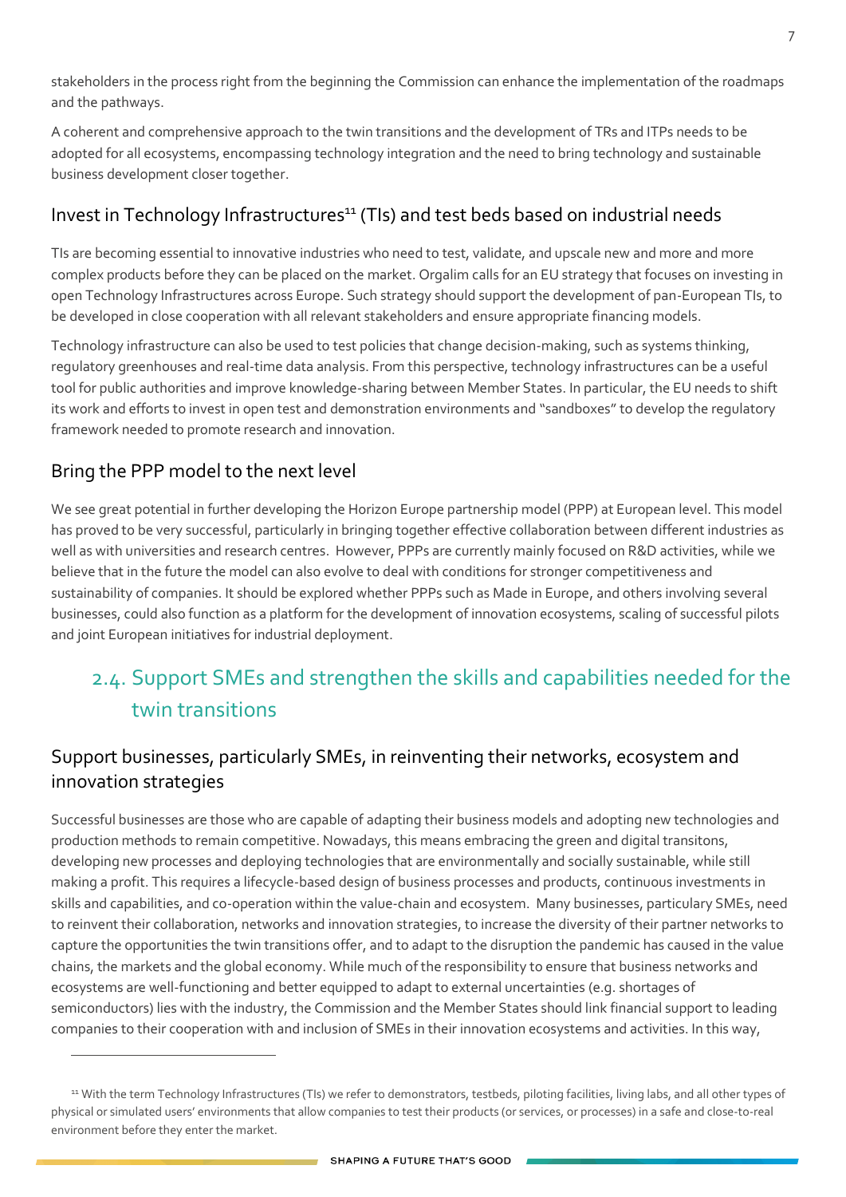stakeholders in the process right from the beginning the Commission can enhance the implementation of the roadmaps and the pathways.

A coherent and comprehensive approach to the twin transitions and the development of TRs and ITPs needs to be adopted for all ecosystems, encompassing technology integration and the need to bring technology and sustainable business development closer together.

### Invest in Technology Infrastructures[11] (TIs) and test beds based on industrial needs

TIs are becoming essential to innovative industries who need to test, validate, and upscale new and more and more complex products before they can be placed on the market. Orgalim calls for an EU strategy that focuses on investing in open Technology Infrastructures across Europe. Such strategy should support the development of pan-European TIs, to be developed in close cooperation with all relevant stakeholders and ensure appropriate financing models.

Technology infrastructure can also be used to test policies that change decision-making, such as systems thinking, regulatory greenhouses and real-time data analysis. From this perspective, technology infrastructures can be a useful tool for public authorities and improve knowledge-sharing between Member States. In particular, the EU needs to shift its work and efforts to invest in open test and demonstration environments and "sandboxes" to develop the regulatory framework needed to promote research and innovation.

### Bring the PPP model to the next level

We see great potential in further developing the Horizon Europe partnership model (PPP) at European level. This model has proved to be very successful, particularly in bringing together effective collaboration between different industries as well as with universities and research centres. However, PPPs are currently mainly focused on R&D activities, while we believe that in the future the model can also evolve to deal with conditions for stronger competitiveness and sustainability of companies. It should be explored whether PPPs such as Made in Europe, and others involving several businesses, could also function as a platform for the development of innovation ecosystems, scaling of successful pilots and joint European initiatives for industrial deployment.

## 2.4. Support SMEs and strengthen the skills and capabilities needed for the twin transitions

### Support businesses, particularly SMEs, in reinventing their networks, ecosystem and innovation strategies

Successful businesses are those who are capable of adapting their business models and adopting new technologies and production methods to remain competitive. Nowadays, this means embracing the green and digital transitons, developing new processes and deploying technologies that are environmentally and socially sustainable, while still making a profit. This requires a lifecycle-based design of business processes and products, continuous investments in skills and capabilities, and co-operation within the value-chain and ecosystem. Many businesses, particulary SMEs, need to reinvent their collaboration, networks and innovation strategies, to increase the diversity of their partner networks to capture the opportunities the twin transitions offer, and to adapt to the disruption the pandemic has caused in the value chains, the markets and the global economy. While much of the responsibility to ensure that business networks and ecosystems are well-functioning and better equipped to adapt to external uncertainties (e.g. shortages of semiconductors) lies with the industry, the Commission and the Member States should link financial support to leading companies to their cooperation with and inclusion of SMEs in their innovation ecosystems and activities. In this way,

---

[11] With the term Technology Infrastructures (TIs) we refer to demonstrators, testbeds, piloting facilities, living labs, and all other types of physical or simulated users' environments that allow companies to test their products (or services, or processes) in a safe and close-to-real environment before they enter the market.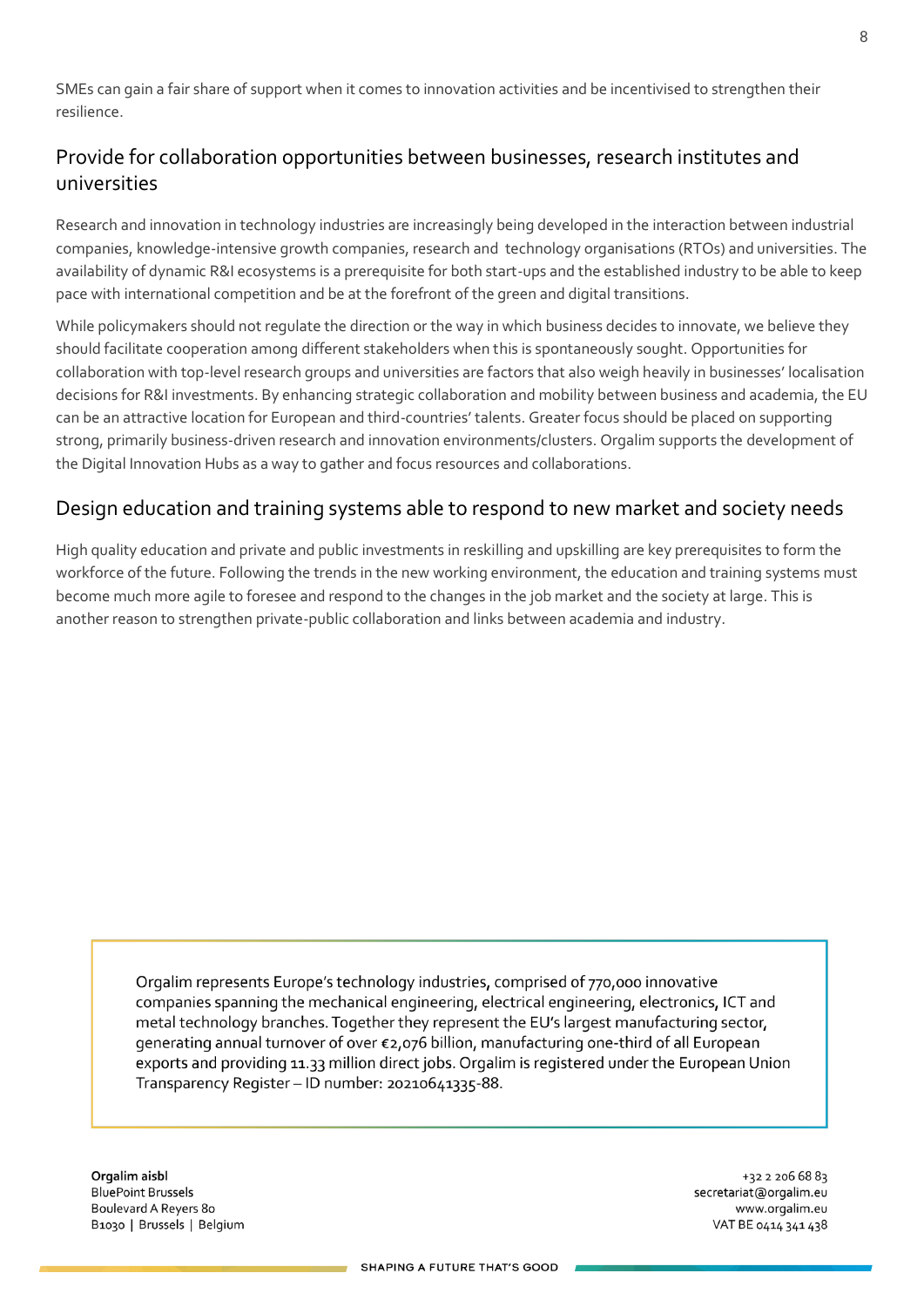SMEs can gain a fair share of support when it comes to innovation activities and be incentivised to strengthen their resilience.

## Provide for collaboration opportunities between businesses, research institutes and universities

Research and innovation in technology industries are increasingly being developed in the interaction between industrial companies, knowledge-intensive growth companies, research and technology organisations (RTOs) and universities. The availability of dynamic R&I ecosystems is a prerequisite for both start-ups and the established industry to be able to keep pace with international competition and be at the forefront of the green and digital transitions.

While policymakers should not regulate the direction or the way in which business decides to innovate, we believe they should facilitate cooperation among different stakeholders when this is spontaneously sought. Opportunities for collaboration with top-level research groups and universities are factors that also weigh heavily in businesses' localisation decisions for R&I investments. By enhancing strategic collaboration and mobility between business and academia, the EU can be an attractive location for European and third-countries' talents. Greater focus should be placed on supporting strong, primarily business-driven research and innovation environments/clusters. Orgalim supports the development of the Digital Innovation Hubs as a way to gather and focus resources and collaborations.

## Design education and training systems able to respond to new market and society needs

High quality education and private and public investments in reskilling and upskilling are key prerequisites to form the workforce of the future. Following the trends in the new working environment, the education and training systems must become much more agile to foresee and respond to the changes in the job market and the society at large. This is another reason to strengthen private-public collaboration and links between academia and industry.

Orgalim represents Europe's technology industries, comprised of 770,000 innovative companies spanning the mechanical engineering, electrical engineering, electronics, ICT and metal technology branches. Together they represent the EU's largest manufacturing sector, generating annual turnover of over €2,076 billion, manufacturing one-third of all European exports and providing 11.33 million direct jobs. Orgalim is registered under the European Union Transparency Register – ID number: 20210641335-88.

**Orgalim aisbl**
BluePoint Brussels
Boulevard A Reyers 80
B1030 | Brussels | Belgium

+32 2 206 68 83
secretariat@orgalim.eu
www.orgalim.eu
VAT BE 0414 341 438

SHAPING A FUTURE THAT'S GOOD